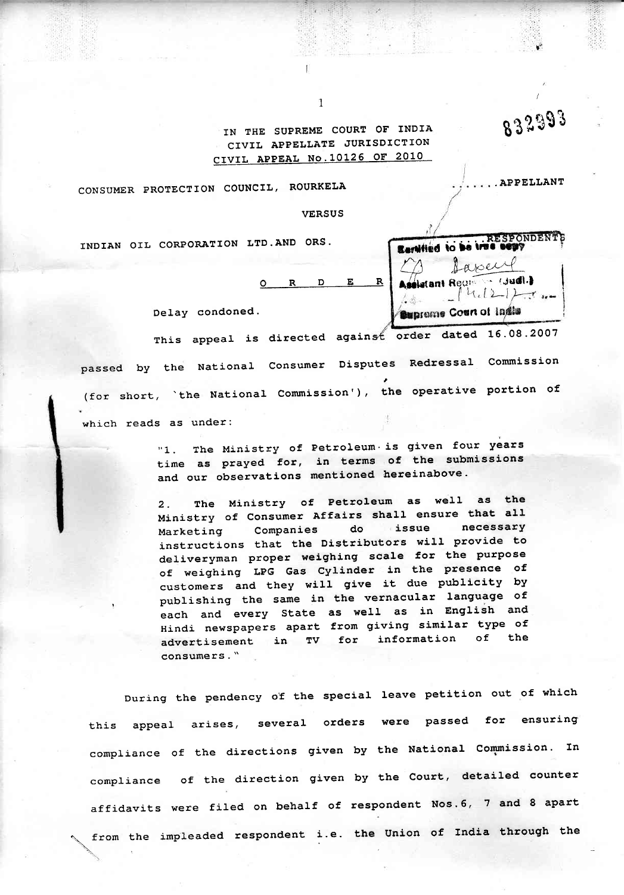IN THE SUPREME COURT OF INDIA
CIVIL APPELLATE JURISDICTION
CIVIL APPEAL No.10126 OF 2010

832993

CONSUMER PROTECTION COUNCIL, ROURKELA .......APPELLANT

VERSUS

INDIAN OIL CORPORATION LTD.AND ORS. ......RESPONDENTS

Certified to be true copy
Assistant Registrar (Judl.)
14.12.17
Supreme Court of India

O R D E R

Delay condoned.

This appeal is directed against order dated 16.08.2007 passed by the National Consumer Disputes Redressal Commission (for short, 'the National Commission'), the operative portion of which reads as under:

> "1. The Ministry of Petroleum is given four years time as prayed for, in terms of the submissions and our observations mentioned hereinabove.
>
> 2. The Ministry of Petroleum as well as the Ministry of Consumer Affairs shall ensure that all Marketing Companies do issue necessary instructions that the Distributors will provide to deliveryman proper weighing scale for the purpose of weighing LPG Gas Cylinder in the presence of customers and they will give it due publicity by publishing the same in the vernacular language of each and every State as well as in English and Hindi newspapers apart from giving similar type of advertisement in TV for information of the consumers."

During the pendency of the special leave petition out of which this appeal arises, several orders were passed for ensuring compliance of the directions given by the National Commission. In compliance of the direction given by the Court, detailed counter affidavits were filed on behalf of respondent Nos.6, 7 and 8 apart from the impleaded respondent i.e. the Union of India through the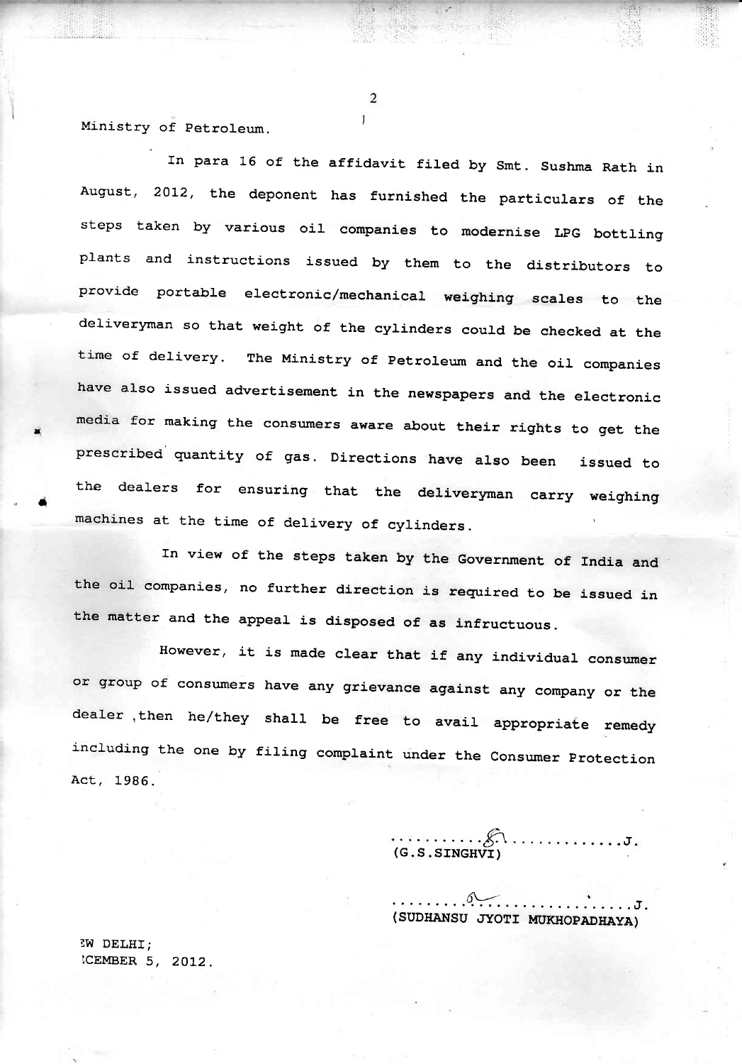Ministry of Petroleum.

In para 16 of the affidavit filed by Smt. Sushma Rath in August, 2012, the deponent has furnished the particulars of the steps taken by various oil companies to modernise LPG bottling plants and instructions issued by them to the distributors to provide portable electronic/mechanical weighing scales to the deliveryman so that weight of the cylinders could be checked at the time of delivery. The Ministry of Petroleum and the oil companies have also issued advertisement in the newspapers and the electronic media for making the consumers aware about their rights to get the prescribed quantity of gas. Directions have also been issued to the dealers for ensuring that the deliveryman carry weighing machines at the time of delivery of cylinders.

In view of the steps taken by the Government of India and the oil companies, no further direction is required to be issued in the matter and the appeal is disposed of as infructuous.

However, it is made clear that if any individual consumer or group of consumers have any grievance against any company or the dealer ,then he/they shall be free to avail appropriate remedy including the one by filing complaint under the Consumer Protection Act, 1986.

..........................J.
(G.S.SINGHVI)

..........................J.
(SUDHANSU JYOTI MUKHOPADHAYA)

ꞮW DELHI;
ꞮCEMBER 5, 2012.